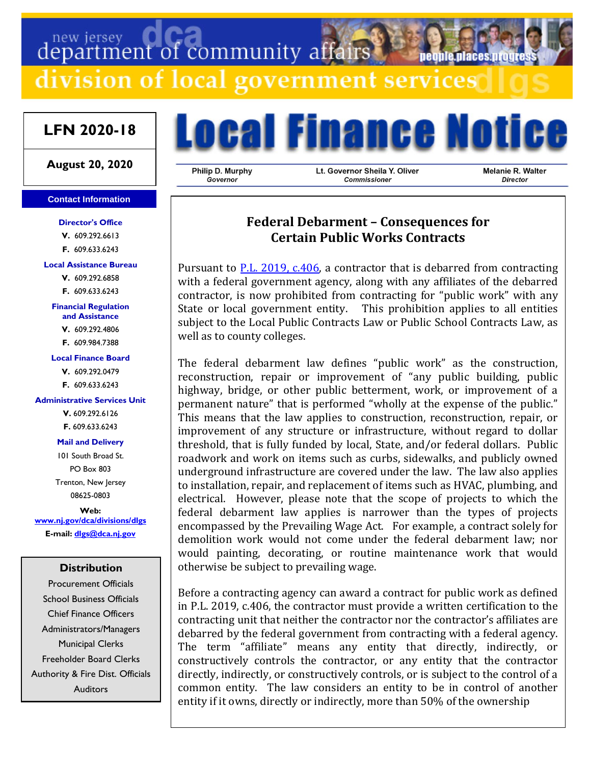new jersey department of community affairs

division of local government services

**LFN 2020-18**

**August 20, 2020**

# Local Finance Notice

Philip D. Murphy, *Governor* | Lt. Governor Sheila Y. Oliver, *Commissioner* | Melanie R. Walter, *Director*

**Contact Information**

**Director's Office**
**V.** 609.292.6613
**F.** 609.633.6243

**Local Assistance Bureau**
**V.** 609.292.6858
**F.** 609.633.6243

**Financial Regulation and Assistance**
**V.** 609.292.4806
**F.** 609.984.7388

**Local Finance Board**
**V.** 609.292.0479
**F.** 609.633.6243

**Administrative Services Unit**
**V.** 609.292.6126
**F.** 609.633.6243

**Mail and Delivery**
101 South Broad St.
PO Box 803
Trenton, New Jersey
08625-0803

**Web:** www.nj.gov/dca/divisions/dlgs
**E-mail:** dlgs@dca.nj.gov

**Distribution**

Procurement Officials
School Business Officials
Chief Finance Officers
Administrators/Managers
Municipal Clerks
Freeholder Board Clerks
Authority & Fire Dist. Officials
Auditors

## Federal Debarment – Consequences for Certain Public Works Contracts

Pursuant to P.L. 2019, c.406, a contractor that is debarred from contracting with a federal government agency, along with any affiliates of the debarred contractor, is now prohibited from contracting for "public work" with any State or local government entity. This prohibition applies to all entities subject to the Local Public Contracts Law or Public School Contracts Law, as well as to county colleges.

The federal debarment law defines "public work" as the construction, reconstruction, repair or improvement of "any public building, public highway, bridge, or other public betterment, work, or improvement of a permanent nature" that is performed "wholly at the expense of the public." This means that the law applies to construction, reconstruction, repair, or improvement of any structure or infrastructure, without regard to dollar threshold, that is fully funded by local, State, and/or federal dollars. Public roadwork and work on items such as curbs, sidewalks, and publicly owned underground infrastructure are covered under the law. The law also applies to installation, repair, and replacement of items such as HVAC, plumbing, and electrical. However, please note that the scope of projects to which the federal debarment law applies is narrower than the types of projects encompassed by the Prevailing Wage Act. For example, a contract solely for demolition work would not come under the federal debarment law; nor would painting, decorating, or routine maintenance work that would otherwise be subject to prevailing wage.

Before a contracting agency can award a contract for public work as defined in P.L. 2019, c.406, the contractor must provide a written certification to the contracting unit that neither the contractor nor the contractor's affiliates are debarred by the federal government from contracting with a federal agency. The term "affiliate" means any entity that directly, indirectly, or constructively controls the contractor, or any entity that the contractor directly, indirectly, or constructively controls, or is subject to the control of a common entity. The law considers an entity to be in control of another entity if it owns, directly or indirectly, more than 50% of the ownership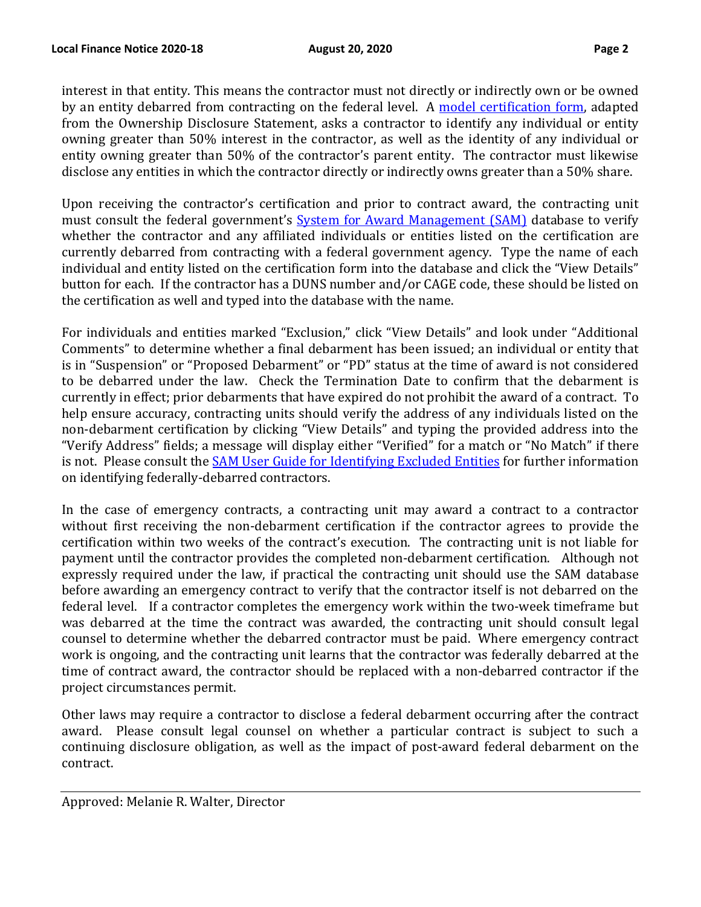interest in that entity. This means the contractor must not directly or indirectly own or be owned by an entity debarred from contracting on the federal level. A model certification form, adapted from the Ownership Disclosure Statement, asks a contractor to identify any individual or entity owning greater than 50% interest in the contractor, as well as the identity of any individual or entity owning greater than 50% of the contractor's parent entity. The contractor must likewise disclose any entities in which the contractor directly or indirectly owns greater than a 50% share.

Upon receiving the contractor's certification and prior to contract award, the contracting unit must consult the federal government's System for Award Management (SAM) database to verify whether the contractor and any affiliated individuals or entities listed on the certification are currently debarred from contracting with a federal government agency. Type the name of each individual and entity listed on the certification form into the database and click the "View Details" button for each. If the contractor has a DUNS number and/or CAGE code, these should be listed on the certification as well and typed into the database with the name.

For individuals and entities marked "Exclusion," click "View Details" and look under "Additional Comments" to determine whether a final debarment has been issued; an individual or entity that is in "Suspension" or "Proposed Debarment" or "PD" status at the time of award is not considered to be debarred under the law. Check the Termination Date to confirm that the debarment is currently in effect; prior debarments that have expired do not prohibit the award of a contract. To help ensure accuracy, contracting units should verify the address of any individuals listed on the non-debarment certification by clicking "View Details" and typing the provided address into the "Verify Address" fields; a message will display either "Verified" for a match or "No Match" if there is not. Please consult the SAM User Guide for Identifying Excluded Entities for further information on identifying federally-debarred contractors.

In the case of emergency contracts, a contracting unit may award a contract to a contractor without first receiving the non-debarment certification if the contractor agrees to provide the certification within two weeks of the contract's execution. The contracting unit is not liable for payment until the contractor provides the completed non-debarment certification. Although not expressly required under the law, if practical the contracting unit should use the SAM database before awarding an emergency contract to verify that the contractor itself is not debarred on the federal level. If a contractor completes the emergency work within the two-week timeframe but was debarred at the time the contract was awarded, the contracting unit should consult legal counsel to determine whether the debarred contractor must be paid. Where emergency contract work is ongoing, and the contracting unit learns that the contractor was federally debarred at the time of contract award, the contractor should be replaced with a non-debarred contractor if the project circumstances permit.

Other laws may require a contractor to disclose a federal debarment occurring after the contract award. Please consult legal counsel on whether a particular contract is subject to such a continuing disclosure obligation, as well as the impact of post-award federal debarment on the contract.

---

Approved: Melanie R. Walter, Director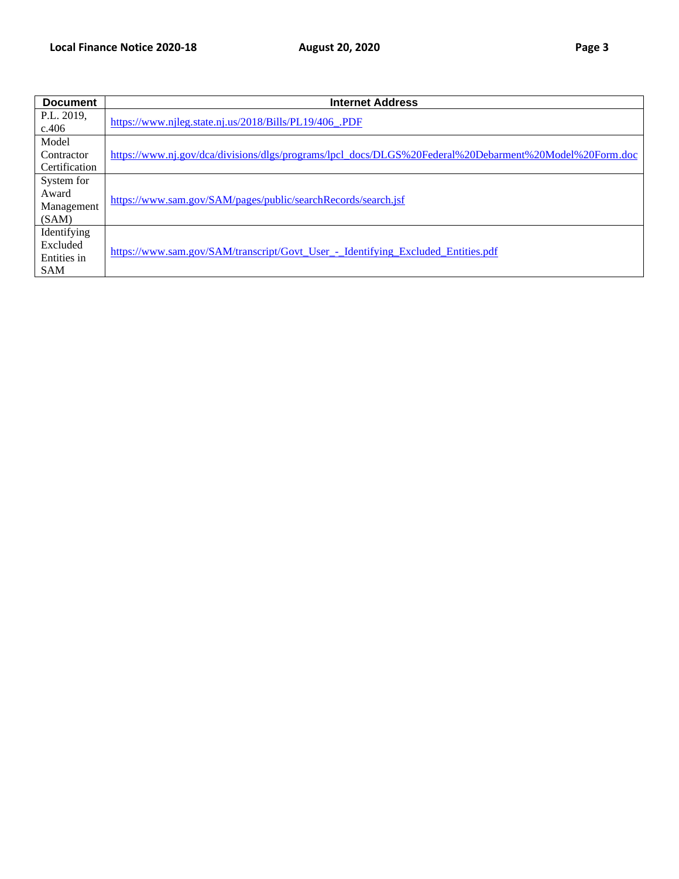| Document | Internet Address |
|---|---|
| P.L. 2019, c.406 | https://www.njleg.state.nj.us/2018/Bills/PL19/406_.PDF |
| Model Contractor Certification | https://www.nj.gov/dca/divisions/dlgs/programs/lpcl_docs/DLGS%20Federal%20Debarment%20Model%20Form.doc |
| System for Award Management (SAM) | https://www.sam.gov/SAM/pages/public/searchRecords/search.jsf |
| Identifying Excluded Entities in SAM | https://www.sam.gov/SAM/transcript/Govt_User_-_Identifying_Excluded_Entities.pdf |